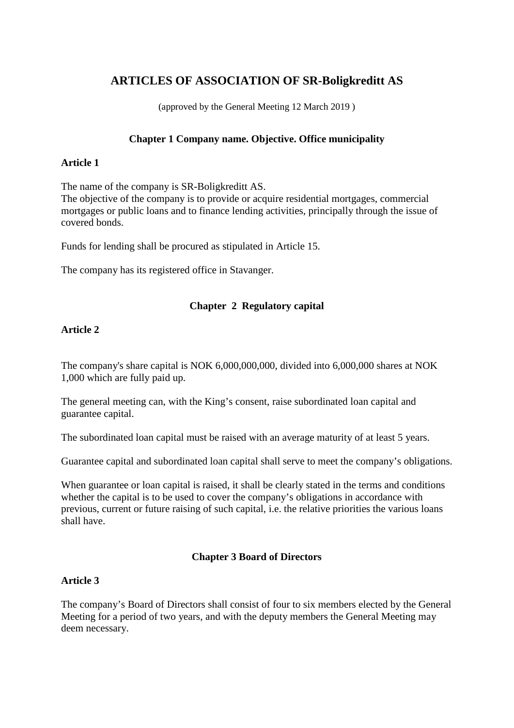# ARTICLES OF ASSOCIATION OF SR-Boligkreditt AS

(approved by the General Meeting 12 March 2019 )

## Chapter 1 Company name. Objective. Office municipality

### Article 1

The name of the company is SR-Boligkreditt AS.
The objective of the company is to provide or acquire residential mortgages, commercial mortgages or public loans and to finance lending activities, principally through the issue of covered bonds.

Funds for lending shall be procured as stipulated in Article 15.

The company has its registered office in Stavanger.

## Chapter 2 Regulatory capital

### Article 2

The company's share capital is NOK 6,000,000,000, divided into 6,000,000 shares at NOK 1,000 which are fully paid up.

The general meeting can, with the King's consent, raise subordinated loan capital and guarantee capital.

The subordinated loan capital must be raised with an average maturity of at least 5 years.

Guarantee capital and subordinated loan capital shall serve to meet the company's obligations.

When guarantee or loan capital is raised, it shall be clearly stated in the terms and conditions whether the capital is to be used to cover the company's obligations in accordance with previous, current or future raising of such capital, i.e. the relative priorities the various loans shall have.

## Chapter 3 Board of Directors

### Article 3

The company's Board of Directors shall consist of four to six members elected by the General Meeting for a period of two years, and with the deputy members the General Meeting may deem necessary.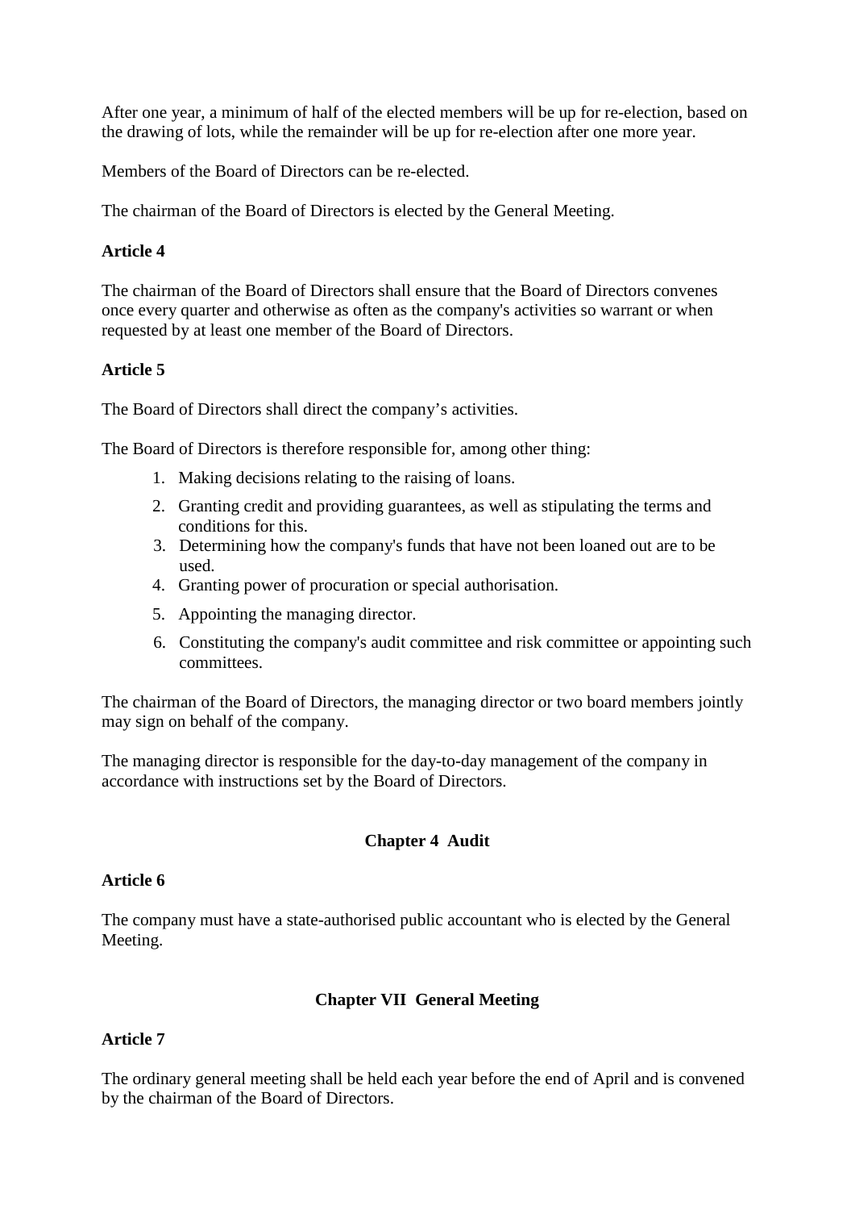After one year, a minimum of half of the elected members will be up for re-election, based on the drawing of lots, while the remainder will be up for re-election after one more year.

Members of the Board of Directors can be re-elected.

The chairman of the Board of Directors is elected by the General Meeting.

**Article 4**

The chairman of the Board of Directors shall ensure that the Board of Directors convenes once every quarter and otherwise as often as the company's activities so warrant or when requested by at least one member of the Board of Directors.

**Article 5**

The Board of Directors shall direct the company’s activities.

The Board of Directors is therefore responsible for, among other thing:

1. Making decisions relating to the raising of loans.
2. Granting credit and providing guarantees, as well as stipulating the terms and conditions for this.
3. Determining how the company's funds that have not been loaned out are to be used.
4. Granting power of procuration or special authorisation.
5. Appointing the managing director.
6. Constituting the company's audit committee and risk committee or appointing such committees.

The chairman of the Board of Directors, the managing director or two board members jointly may sign on behalf of the company.

The managing director is responsible for the day-to-day management of the company in accordance with instructions set by the Board of Directors.

## Chapter 4  Audit

**Article 6**

The company must have a state-authorised public accountant who is elected by the General Meeting.

## Chapter VII  General Meeting

**Article 7**

The ordinary general meeting shall be held each year before the end of April and is convened by the chairman of the Board of Directors.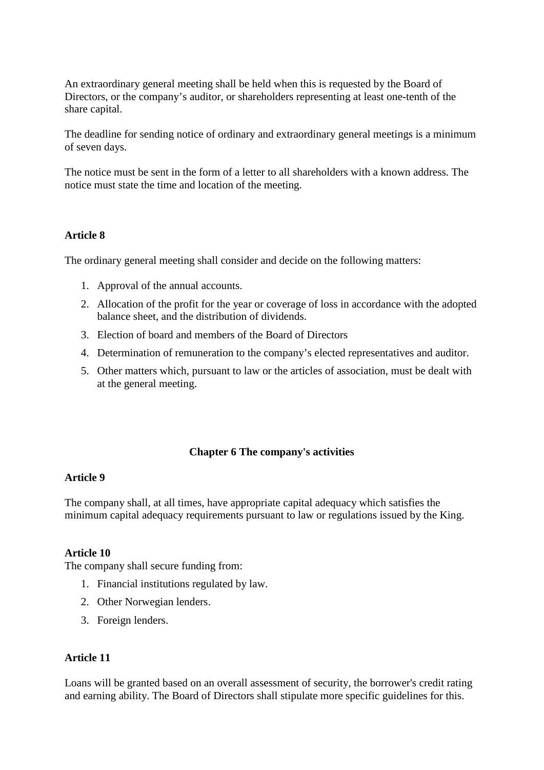An extraordinary general meeting shall be held when this is requested by the Board of Directors, or the company's auditor, or shareholders representing at least one-tenth of the share capital.

The deadline for sending notice of ordinary and extraordinary general meetings is a minimum of seven days.

The notice must be sent in the form of a letter to all shareholders with a known address. The notice must state the time and location of the meeting.

**Article 8**

The ordinary general meeting shall consider and decide on the following matters:

1. Approval of the annual accounts.
2. Allocation of the profit for the year or coverage of loss in accordance with the adopted balance sheet, and the distribution of dividends.
3. Election of board and members of the Board of Directors
4. Determination of remuneration to the company's elected representatives and auditor.
5. Other matters which, pursuant to law or the articles of association, must be dealt with at the general meeting.

## Chapter 6 The company's activities

**Article 9**

The company shall, at all times, have appropriate capital adequacy which satisfies the minimum capital adequacy requirements pursuant to law or regulations issued by the King.

**Article 10**

The company shall secure funding from:

1. Financial institutions regulated by law.
2. Other Norwegian lenders.
3. Foreign lenders.

**Article 11**

Loans will be granted based on an overall assessment of security, the borrower's credit rating and earning ability. The Board of Directors shall stipulate more specific guidelines for this.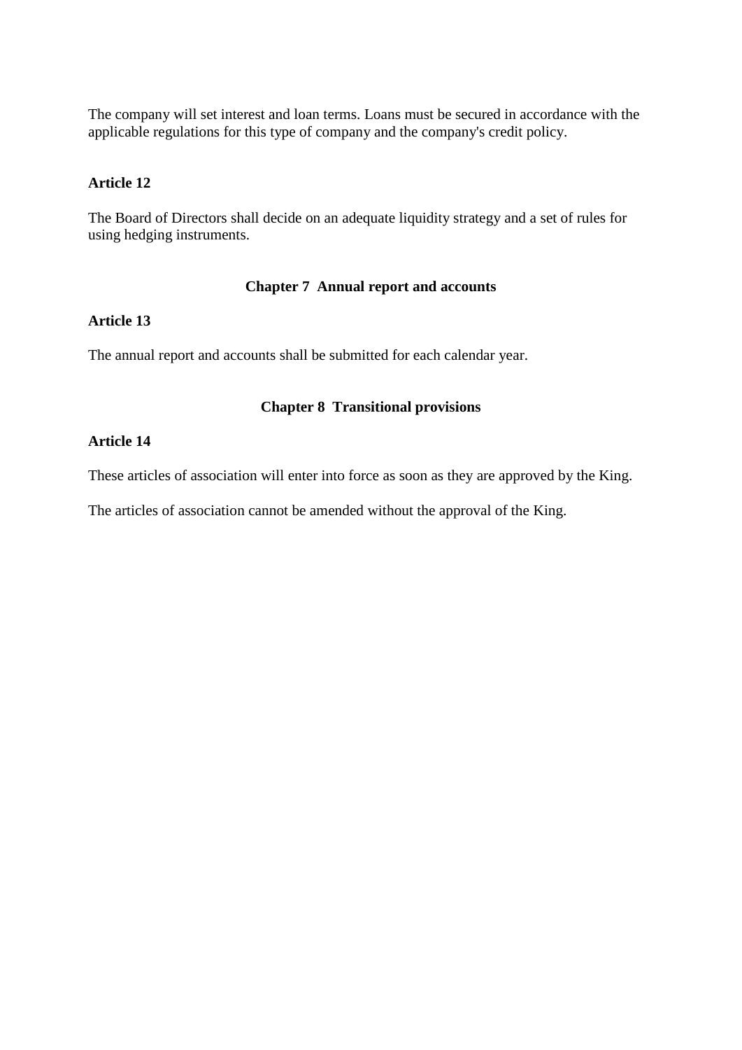The company will set interest and loan terms. Loans must be secured in accordance with the applicable regulations for this type of company and the company's credit policy.

**Article 12**

The Board of Directors shall decide on an adequate liquidity strategy and a set of rules for using hedging instruments.

## Chapter 7 Annual report and accounts

**Article 13**

The annual report and accounts shall be submitted for each calendar year.

## Chapter 8 Transitional provisions

**Article 14**

These articles of association will enter into force as soon as they are approved by the King.

The articles of association cannot be amended without the approval of the King.